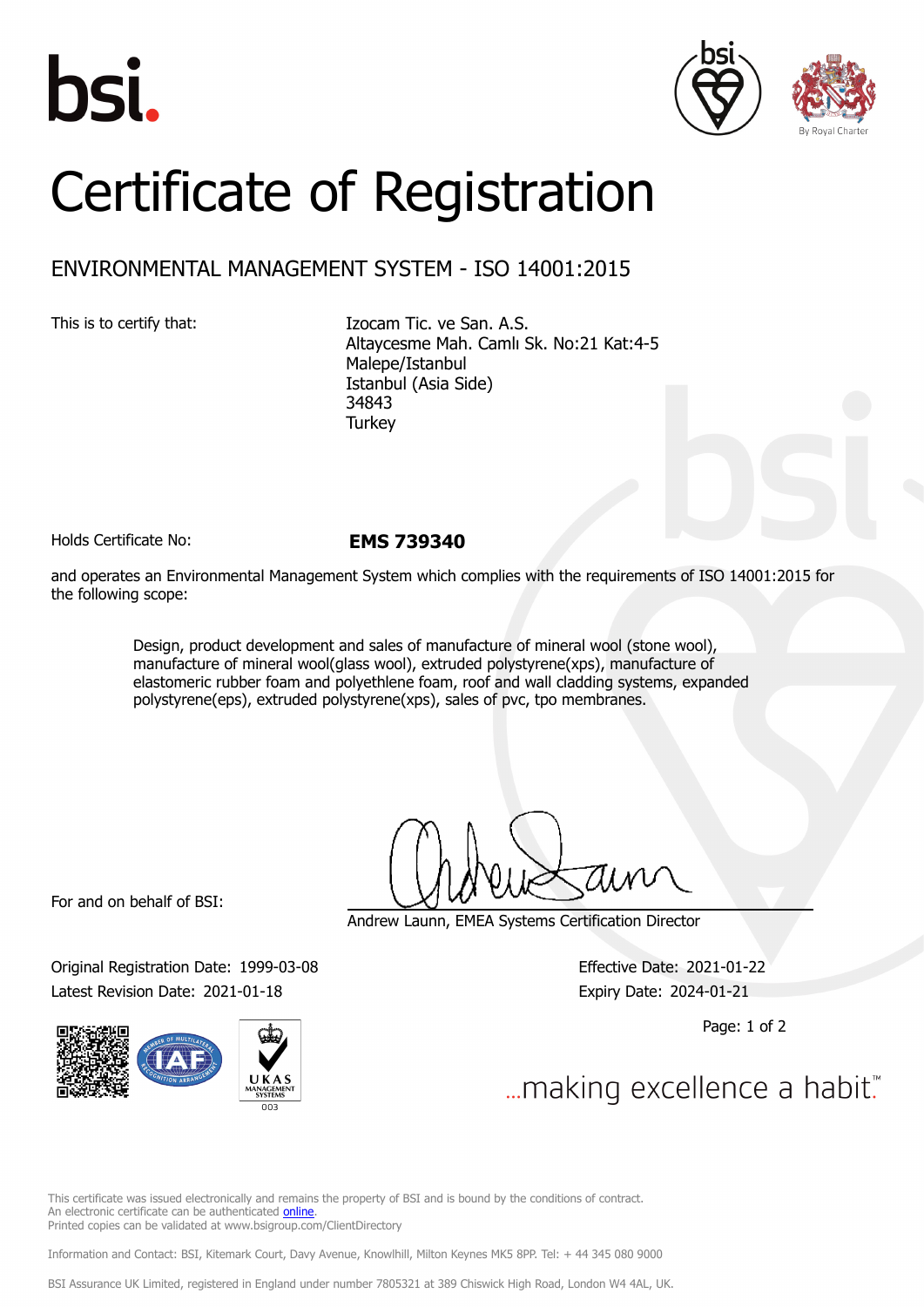bsi.

# Certificate of Registration

## ENVIRONMENTAL MANAGEMENT SYSTEM - ISO 14001:2015

This is to certify that:

Izocam Tic. ve San. A.S.
Altaycesme Mah. Camlı Sk. No:21 Kat:4-5
Malepe/Istanbul
Istanbul (Asia Side)
34843
Turkey

Holds Certificate No: **EMS 739340**

and operates an Environmental Management System which complies with the requirements of ISO 14001:2015 for the following scope:

> Design, product development and sales of manufacture of mineral wool (stone wool), manufacture of mineral wool(glass wool), extruded polystyrene(xps), manufacture of elastomeric rubber foam and polyethlene foam, roof and wall cladding systems, expanded polystyrene(eps), extruded polystyrene(xps), sales of pvc, tpo membranes.

For and on behalf of BSI:

Andrew Launn, EMEA Systems Certification Director

Original Registration Date: 1999-03-08
Latest Revision Date: 2021-01-18

Effective Date: 2021-01-22
Expiry Date: 2024-01-21

...making excellence a habit.™

This certificate was issued electronically and remains the property of BSI and is bound by the conditions of contract.
An electronic certificate can be authenticated online.
Printed copies can be validated at www.bsigroup.com/ClientDirectory

Information and Contact: BSI, Kitemark Court, Davy Avenue, Knowlhill, Milton Keynes MK5 8PP. Tel: + 44 345 080 9000

BSI Assurance UK Limited, registered in England under number 7805321 at 389 Chiswick High Road, London W4 4AL, UK.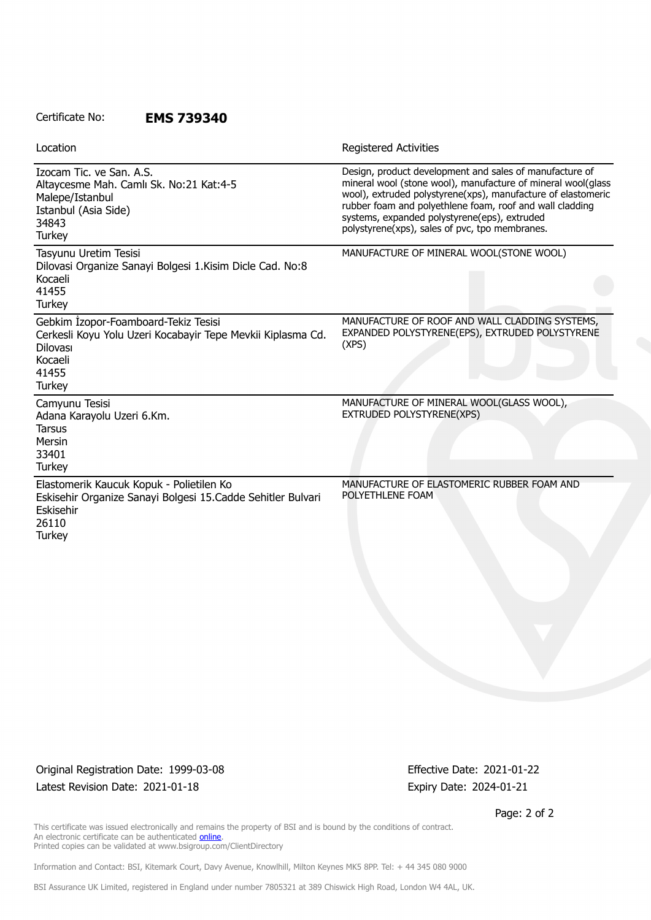Certificate No: **EMS 739340**

| Location | Registered Activities |
| --- | --- |
| Izocam Tic. ve San. A.S.<br>Altaycesme Mah. Camlı Sk. No:21 Kat:4-5<br>Malepe/Istanbul<br>Istanbul (Asia Side)<br>34843<br>Turkey | Design, product development and sales of manufacture of mineral wool (stone wool), manufacture of mineral wool(glass wool), extruded polystyrene(xps), manufacture of elastomeric rubber foam and polyethlene foam, roof and wall cladding systems, expanded polystyrene(eps), extruded polystyrene(xps), sales of pvc, tpo membranes. |
| Tasyunu Uretim Tesisi<br>Dilovasi Organize Sanayi Bolgesi 1.Kisim Dicle Cad. No:8<br>Kocaeli<br>41455<br>Turkey | MANUFACTURE OF MINERAL WOOL(STONE WOOL) |
| Gebkim İzopor-Foamboard-Tekiz Tesisi<br>Cerkesli Koyu Yolu Uzeri Kocabayir Tepe Mevkii Kiplasma Cd.<br>Dilovası<br>Kocaeli<br>41455<br>Turkey | MANUFACTURE OF ROOF AND WALL CLADDING SYSTEMS, EXPANDED POLYSTYRENE(EPS), EXTRUDED POLYSTYRENE (XPS) |
| Camyunu Tesisi<br>Adana Karayolu Uzeri 6.Km.<br>Tarsus<br>Mersin<br>33401<br>Turkey | MANUFACTURE OF MINERAL WOOL(GLASS WOOL), EXTRUDED POLYSTYRENE(XPS) |
| Elastomerik Kaucuk Kopuk - Polietilen Ko<br>Eskisehir Organize Sanayi Bolgesi 15.Cadde Sehitler Bulvari<br>Eskisehir<br>26110<br>Turkey | MANUFACTURE OF ELASTOMERIC RUBBER FOAM AND POLYETHLENE FOAM |

Original Registration Date: 1999-03-08

Latest Revision Date: 2021-01-18

Effective Date: 2021-01-22

Expiry Date: 2024-01-21

This certificate was issued electronically and remains the property of BSI and is bound by the conditions of contract.
An electronic certificate can be authenticated online.
Printed copies can be validated at www.bsigroup.com/ClientDirectory

Information and Contact: BSI, Kitemark Court, Davy Avenue, Knowlhill, Milton Keynes MK5 8PP. Tel: + 44 345 080 9000

BSI Assurance UK Limited, registered in England under number 7805321 at 389 Chiswick High Road, London W4 4AL, UK.